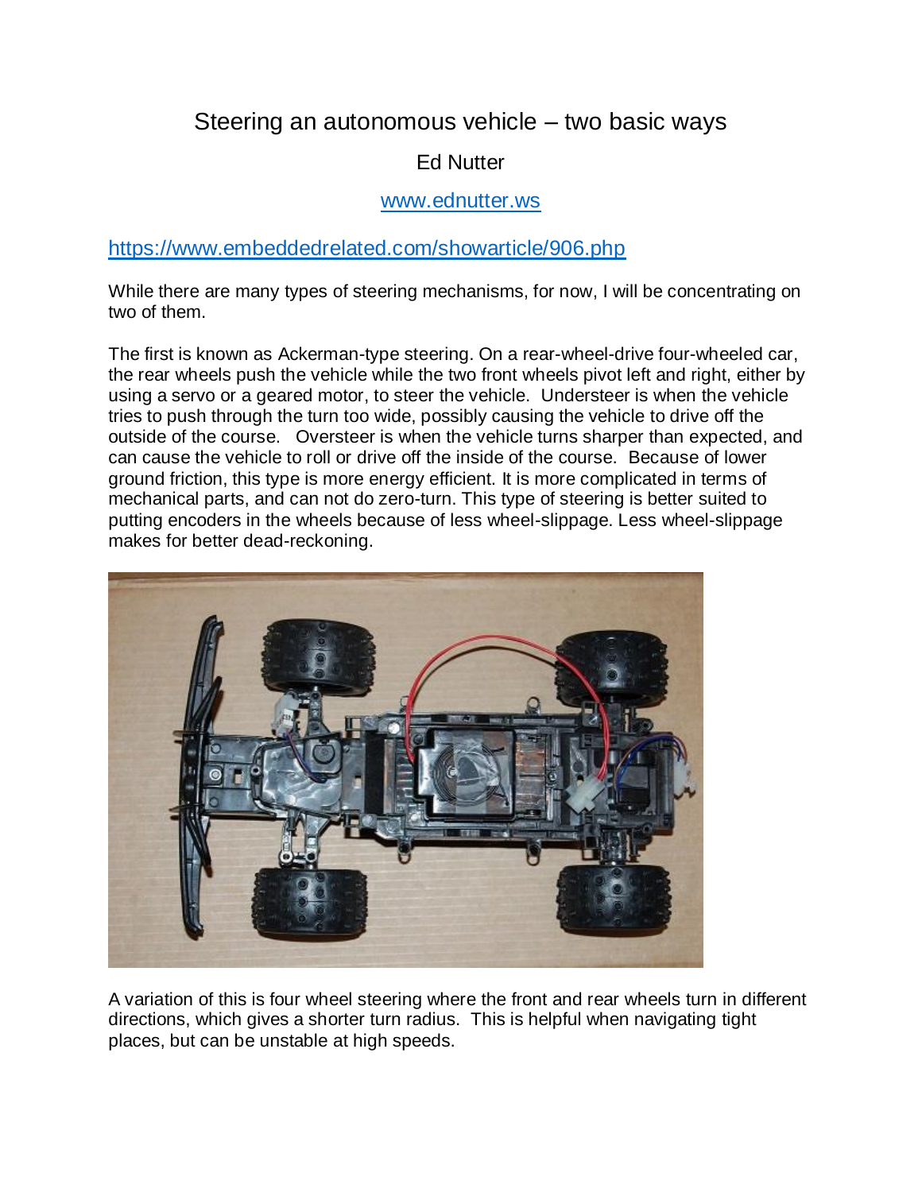# Steering an autonomous vehicle – two basic ways

Ed Nutter

[www.ednutter.ws](http://www.ednutter.ws)

[https://www.embeddedrelated.com/showarticle/906.php](https://www.embeddedrelated.com/showarticle/906.php)

While there are many types of steering mechanisms, for now, I will be concentrating on two of them.

The first is known as Ackerman-type steering. On a rear-wheel-drive four-wheeled car, the rear wheels push the vehicle while the two front wheels pivot left and right, either by using a servo or a geared motor, to steer the vehicle. Understeer is when the vehicle tries to push through the turn too wide, possibly causing the vehicle to drive off the outside of the course. Oversteer is when the vehicle turns sharper than expected, and can cause the vehicle to roll or drive off the inside of the course. Because of lower ground friction, this type is more energy efficient. It is more complicated in terms of mechanical parts, and can not do zero-turn. This type of steering is better suited to putting encoders in the wheels because of less wheel-slippage. Less wheel-slippage makes for better dead-reckoning.

A variation of this is four wheel steering where the front and rear wheels turn in different directions, which gives a shorter turn radius. This is helpful when navigating tight places, but can be unstable at high speeds.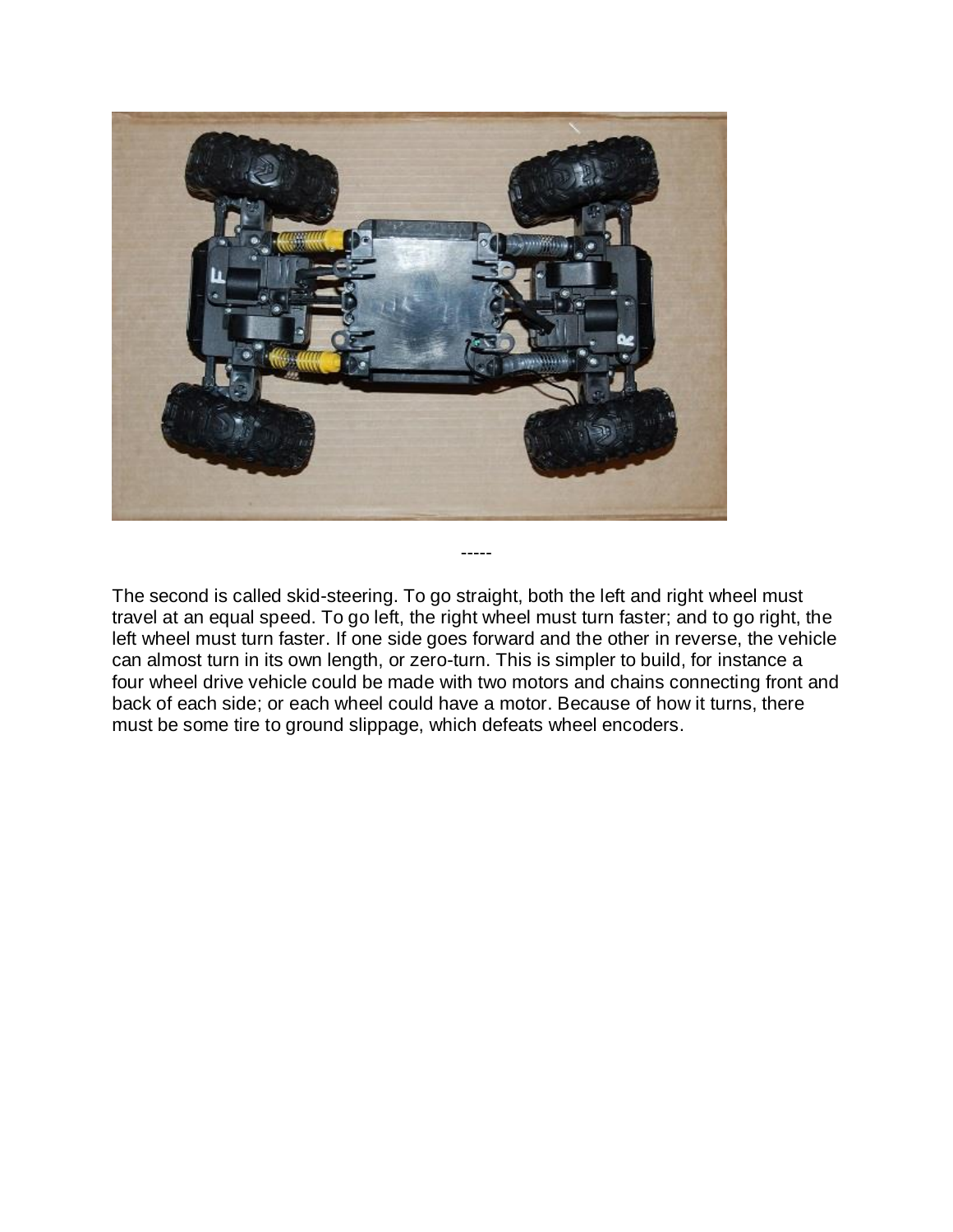-----

The second is called skid-steering. To go straight, both the left and right wheel must travel at an equal speed. To go left, the right wheel must turn faster; and to go right, the left wheel must turn faster. If one side goes forward and the other in reverse, the vehicle can almost turn in its own length, or zero-turn. This is simpler to build, for instance a four wheel drive vehicle could be made with two motors and chains connecting front and back of each side; or each wheel could have a motor. Because of how it turns, there must be some tire to ground slippage, which defeats wheel encoders.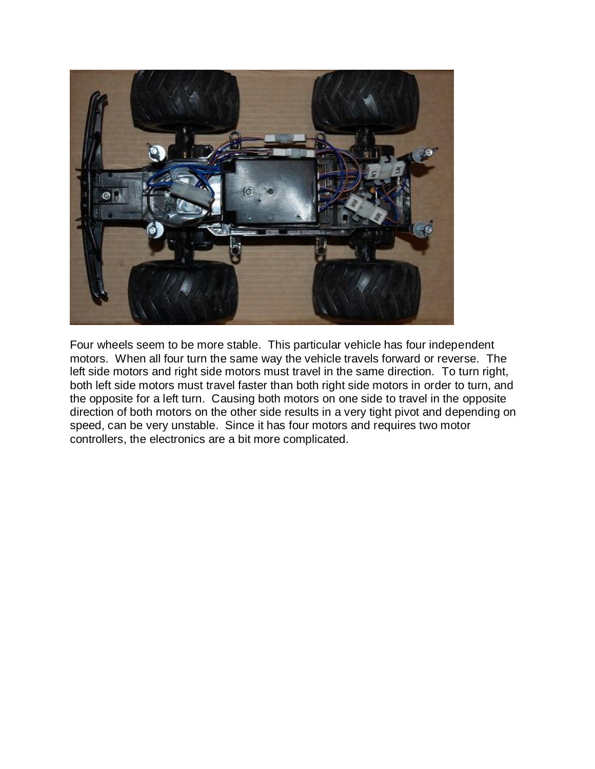Four wheels seem to be more stable. This particular vehicle has four independent motors. When all four turn the same way the vehicle travels forward or reverse. The left side motors and right side motors must travel in the same direction. To turn right, both left side motors must travel faster than both right side motors in order to turn, and the opposite for a left turn. Causing both motors on one side to travel in the opposite direction of both motors on the other side results in a very tight pivot and depending on speed, can be very unstable. Since it has four motors and requires two motor controllers, the electronics are a bit more complicated.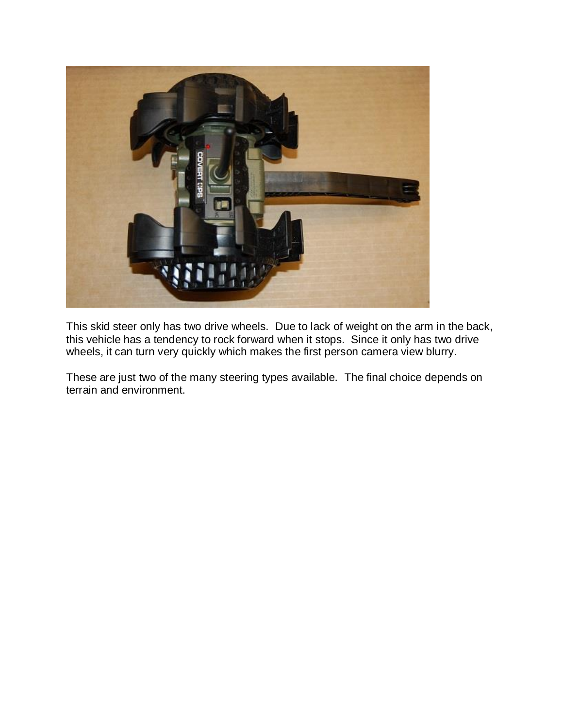This skid steer only has two drive wheels. Due to lack of weight on the arm in the back, this vehicle has a tendency to rock forward when it stops. Since it only has two drive wheels, it can turn very quickly which makes the first person camera view blurry.

These are just two of the many steering types available. The final choice depends on terrain and environment.